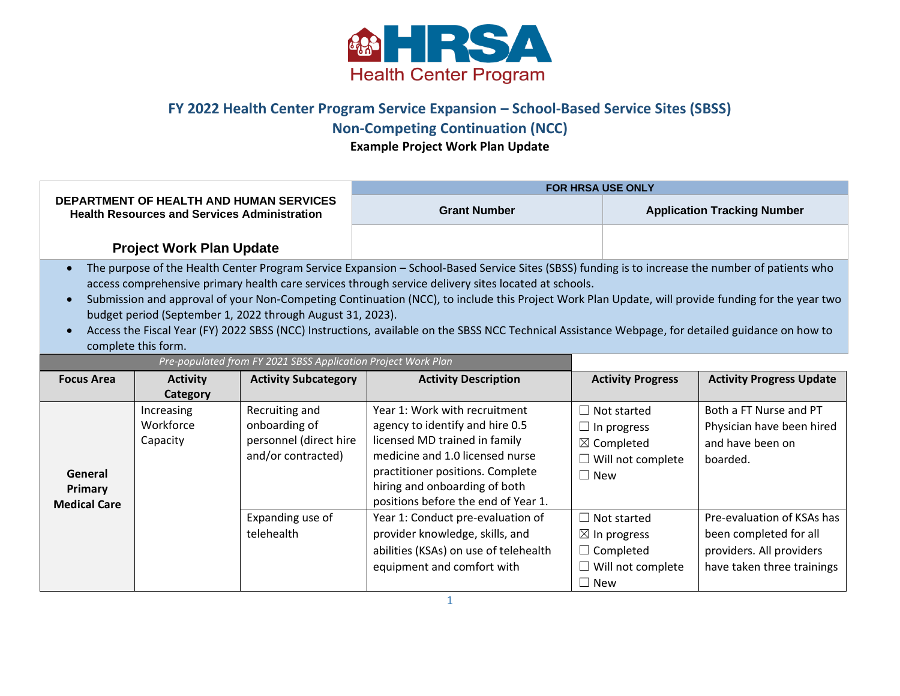HRSA Health Center Program

# FY 2022 Health Center Program Service Expansion – School-Based Service Sites (SBSS)

## Non-Competing Continuation (NCC)

**Example Project Work Plan Update**

| **DEPARTMENT OF HEALTH AND HUMAN SERVICES** **Health Resources and Services Administration** | **FOR HRSA USE ONLY** | |
|---|---|---|
| | **Grant Number** | **Application Tracking Number** |
| **Project Work Plan Update** | | |

- The purpose of the Health Center Program Service Expansion – School-Based Service Sites (SBSS) funding is to increase the number of patients who access comprehensive primary health care services through service delivery sites located at schools.
- Submission and approval of your Non-Competing Continuation (NCC), to include this Project Work Plan Update, will provide funding for the year two budget period (September 1, 2022 through August 31, 2023).
- Access the Fiscal Year (FY) 2022 SBSS (NCC) Instructions, available on the SBSS NCC Technical Assistance Webpage, for detailed guidance on how to complete this form.

| *Pre-populated from FY 2021 SBSS Application Project Work Plan* | | | | | |
|---|---|---|---|---|---|
| **Focus Area** | **Activity Category** | **Activity Subcategory** | **Activity Description** | **Activity Progress** | **Activity Progress Update** |
| **General Primary Medical Care** | Increasing Workforce Capacity | Recruiting and onboarding of personnel (direct hire and/or contracted) | Year 1: Work with recruitment agency to identify and hire 0.5 licensed MD trained in family medicine and 1.0 licensed nurse practitioner positions. Complete hiring and onboarding of both positions before the end of Year 1. | ☐ Not started<br>☐ In progress<br>☒ Completed<br>☐ Will not complete<br>☐ New | Both a FT Nurse and PT Physician have been hired and have been on boarded. |
| | | Expanding use of telehealth | Year 1: Conduct pre-evaluation of provider knowledge, skills, and abilities (KSAs) on use of telehealth equipment and comfort with | ☐ Not started<br>☒ In progress<br>☐ Completed<br>☐ Will not complete<br>☐ New | Pre-evaluation of KSAs has been completed for all providers. All providers have taken three trainings |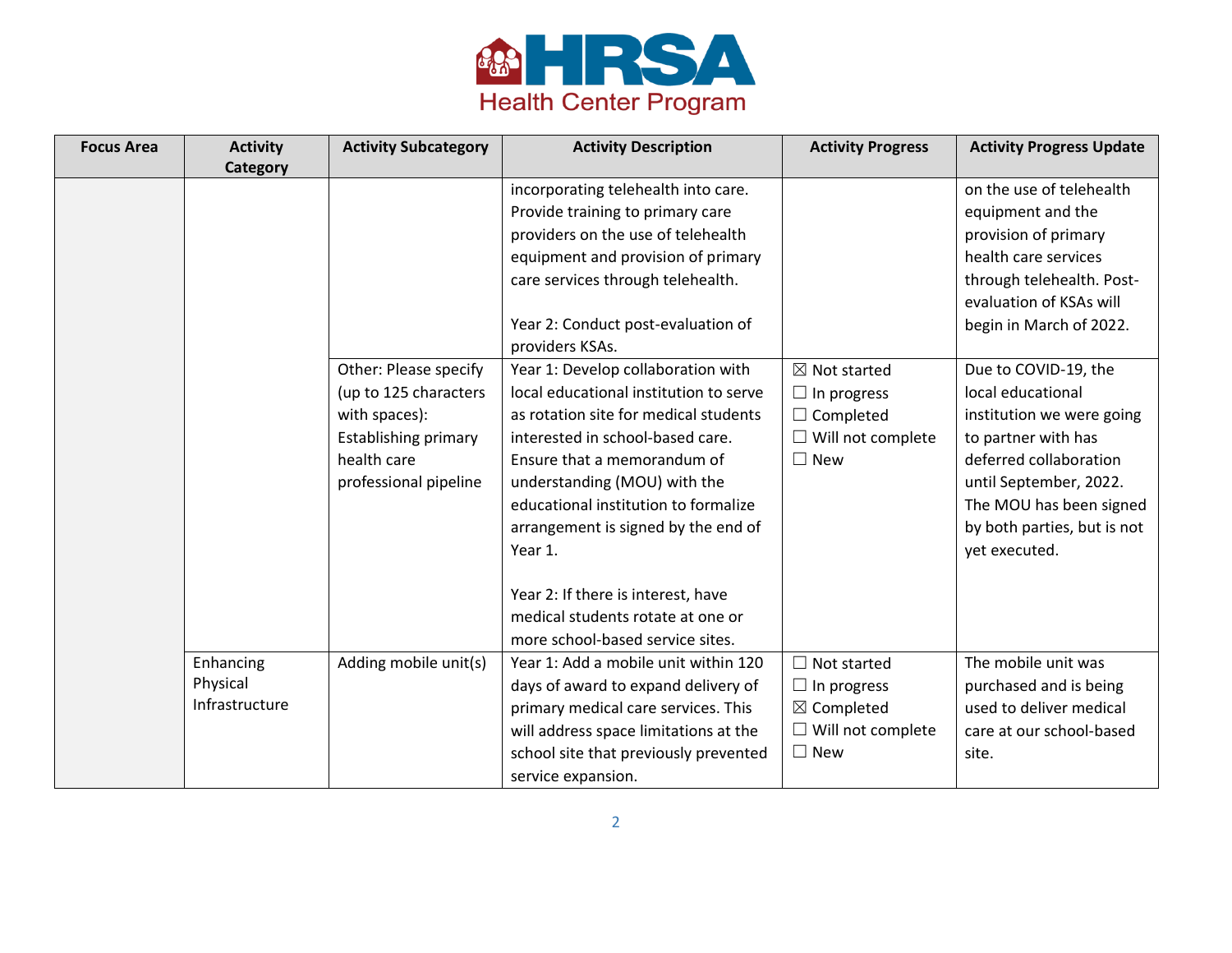| Focus Area | Activity Category | Activity Subcategory | Activity Description | Activity Progress | Activity Progress Update |
|---|---|---|---|---|---|
| | | | incorporating telehealth into care. Provide training to primary care providers on the use of telehealth equipment and provision of primary care services through telehealth.<br><br>Year 2: Conduct post-evaluation of providers KSAs. | | on the use of telehealth equipment and the provision of primary health care services through telehealth. Post-evaluation of KSAs will begin in March of 2022. |
| | | Other: Please specify (up to 125 characters with spaces): Establishing primary health care professional pipeline | Year 1: Develop collaboration with local educational institution to serve as rotation site for medical students interested in school-based care. Ensure that a memorandum of understanding (MOU) with the educational institution to formalize arrangement is signed by the end of Year 1.<br><br>Year 2: If there is interest, have medical students rotate at one or more school-based service sites. | ☒ Not started<br>☐ In progress<br>☐ Completed<br>☐ Will not complete<br>☐ New | Due to COVID-19, the local educational institution we were going to partner with has deferred collaboration until September, 2022. The MOU has been signed by both parties, but is not yet executed. |
| | Enhancing Physical Infrastructure | Adding mobile unit(s) | Year 1: Add a mobile unit within 120 days of award to expand delivery of primary medical care services. This will address space limitations at the school site that previously prevented service expansion. | ☐ Not started<br>☐ In progress<br>☒ Completed<br>☐ Will not complete<br>☐ New | The mobile unit was purchased and is being used to deliver medical care at our school-based site. |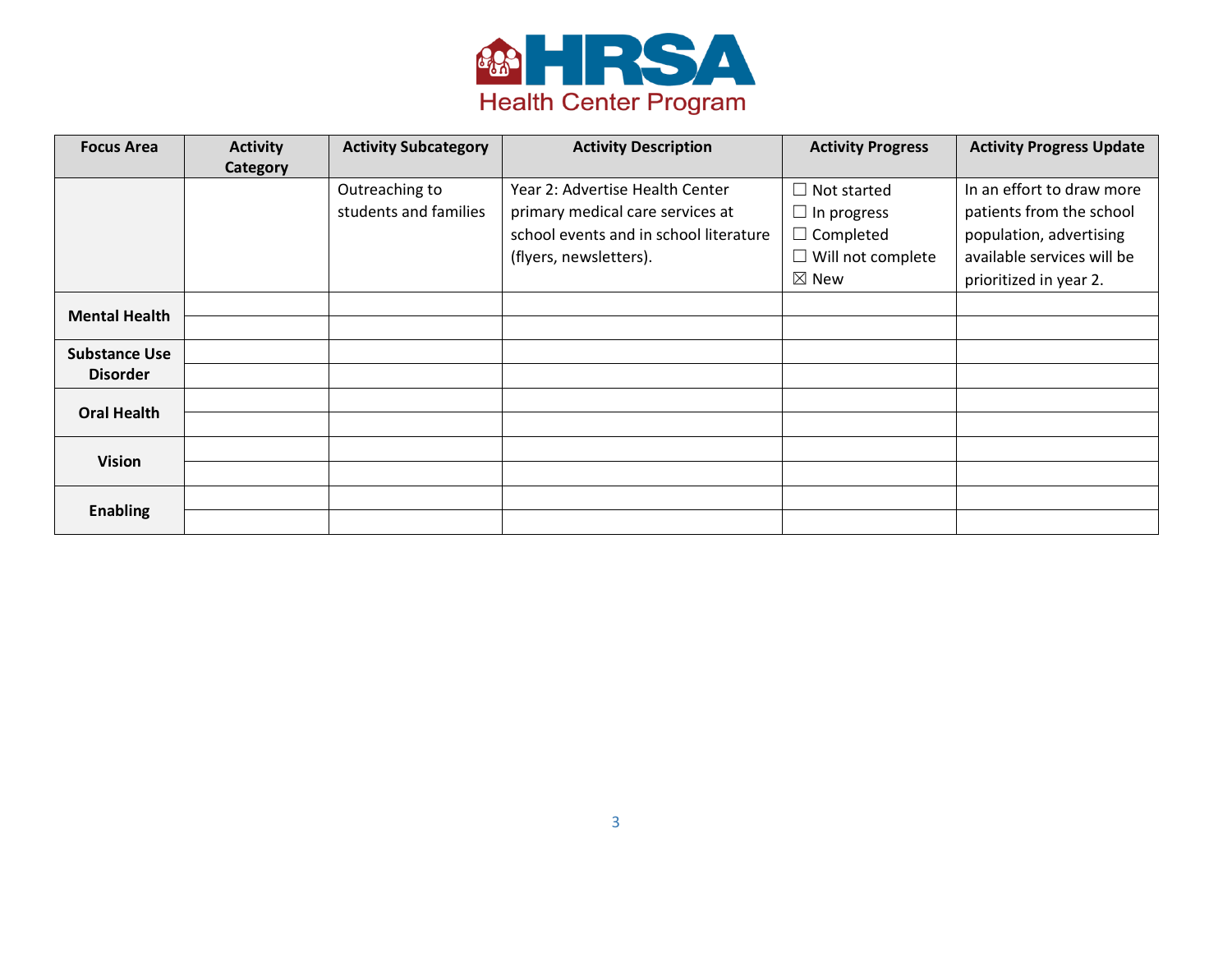**HRSA Health Center Program**

| Focus Area | Activity Category | Activity Subcategory | Activity Description | Activity Progress | Activity Progress Update |
|---|---|---|---|---|---|
| | | Outreaching to students and families | Year 2: Advertise Health Center primary medical care services at school events and in school literature (flyers, newsletters). | ☐ Not started<br>☐ In progress<br>☐ Completed<br>☐ Will not complete<br>☒ New | In an effort to draw more patients from the school population, advertising available services will be prioritized in year 2. |
| **Mental Health** | | | | | |
| | | | | | |
| **Substance Use Disorder** | | | | | |
| | | | | | |
| **Oral Health** | | | | | |
| | | | | | |
| **Vision** | | | | | |
| | | | | | |
| **Enabling** | | | | | |
| | | | | | |